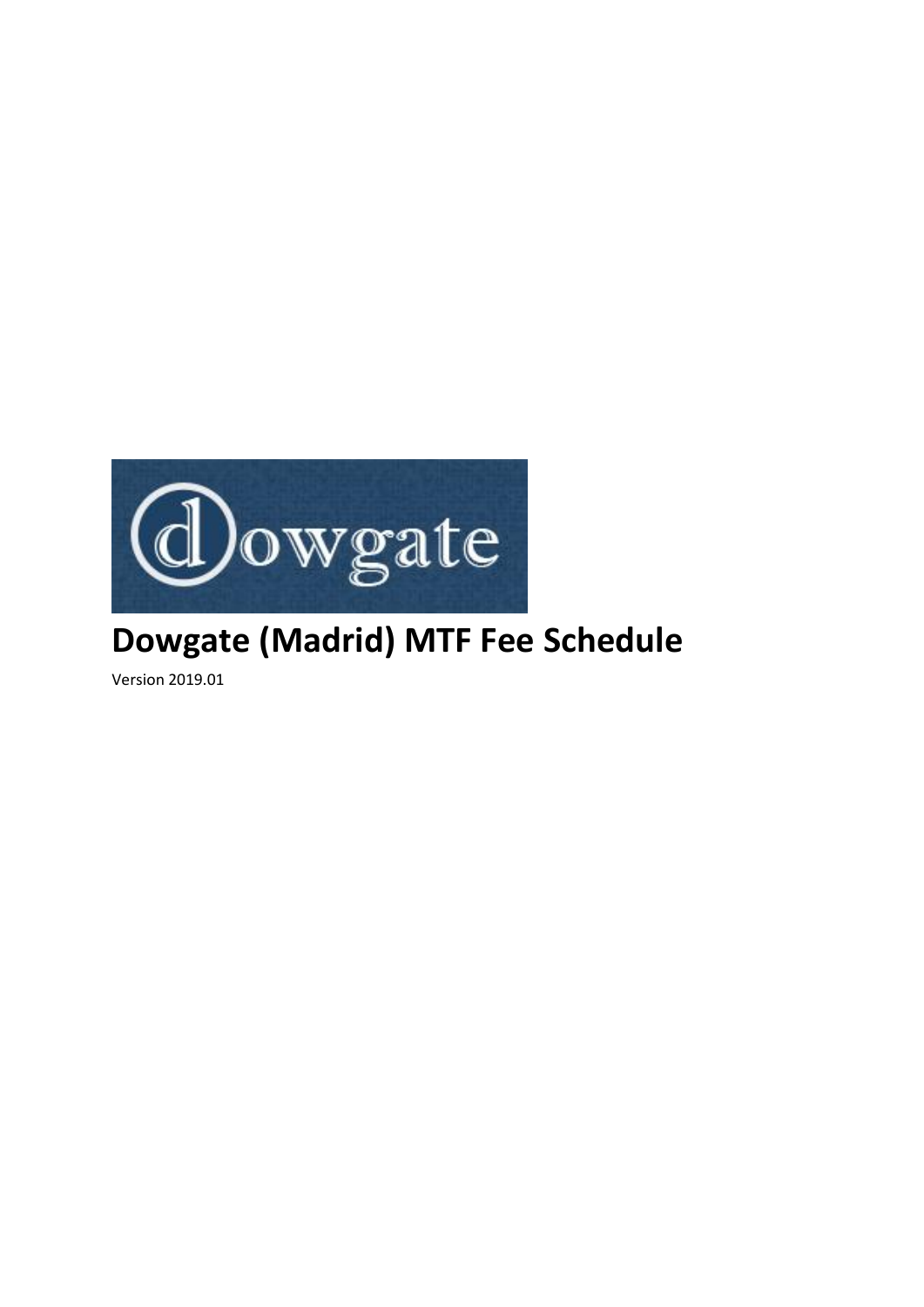# Dowgate (Madrid) MTF Fee Schedule

Version 2019.01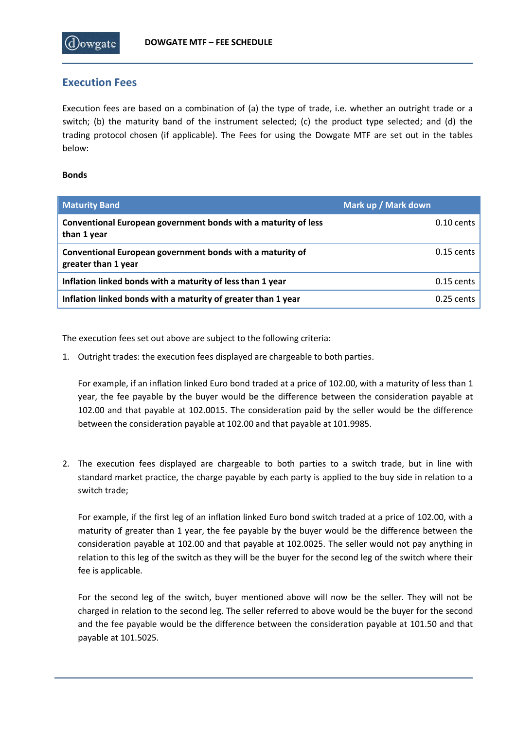## Execution Fees

Execution fees are based on a combination of (a) the type of trade, i.e. whether an outright trade or a switch; (b) the maturity band of the instrument selected; (c) the product type selected; and (d) the trading protocol chosen (if applicable). The Fees for using the Dowgate MTF are set out in the tables below:

**Bonds**

| Maturity Band | Mark up / Mark down |
|---|---|
| **Conventional European government bonds with a maturity of less than 1 year** | 0.10 cents |
| **Conventional European government bonds with a maturity of greater than 1 year** | 0.15 cents |
| **Inflation linked bonds with a maturity of less than 1 year** | 0.15 cents |
| **Inflation linked bonds with a maturity of greater than 1 year** | 0.25 cents |

The execution fees set out above are subject to the following criteria:

1. Outright trades: the execution fees displayed are chargeable to both parties.

   For example, if an inflation linked Euro bond traded at a price of 102.00, with a maturity of less than 1 year, the fee payable by the buyer would be the difference between the consideration payable at 102.00 and that payable at 102.0015. The consideration paid by the seller would be the difference between the consideration payable at 102.00 and that payable at 101.9985.

2. The execution fees displayed are chargeable to both parties to a switch trade, but in line with standard market practice, the charge payable by each party is applied to the buy side in relation to a switch trade;

   For example, if the first leg of an inflation linked Euro bond switch traded at a price of 102.00, with a maturity of greater than 1 year, the fee payable by the buyer would be the difference between the consideration payable at 102.00 and that payable at 102.0025. The seller would not pay anything in relation to this leg of the switch as they will be the buyer for the second leg of the switch where their fee is applicable.

   For the second leg of the switch, buyer mentioned above will now be the seller. They will not be charged in relation to the second leg. The seller referred to above would be the buyer for the second and the fee payable would be the difference between the consideration payable at 101.50 and that payable at 101.5025.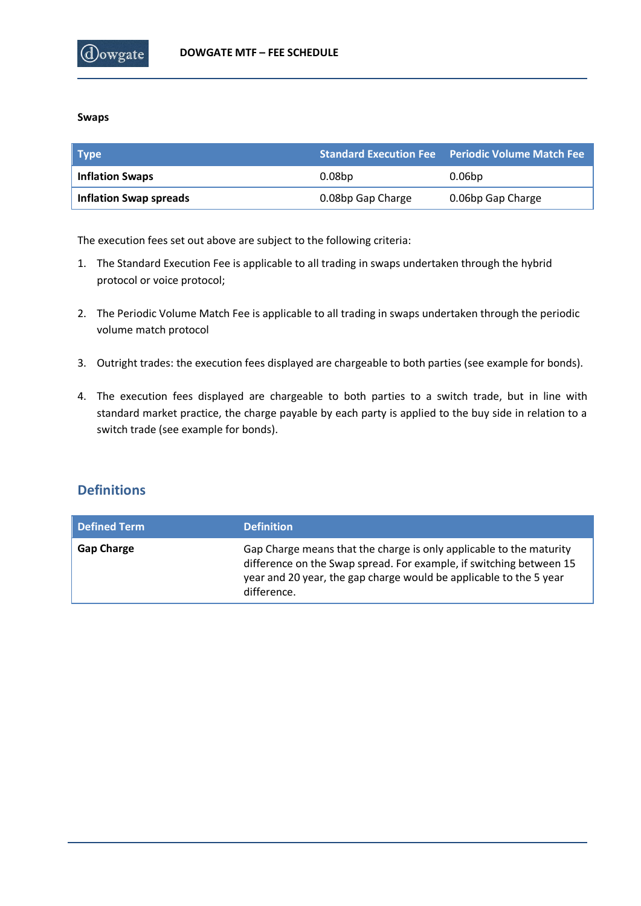**Swaps**

| Type | Standard Execution Fee | Periodic Volume Match Fee |
|---|---|---|
| **Inflation Swaps** | 0.08bp | 0.06bp |
| **Inflation Swap spreads** | 0.08bp Gap Charge | 0.06bp Gap Charge |

The execution fees set out above are subject to the following criteria:

1. The Standard Execution Fee is applicable to all trading in swaps undertaken through the hybrid protocol or voice protocol;
2. The Periodic Volume Match Fee is applicable to all trading in swaps undertaken through the periodic volume match protocol
3. Outright trades: the execution fees displayed are chargeable to both parties (see example for bonds).
4. The execution fees displayed are chargeable to both parties to a switch trade, but in line with standard market practice, the charge payable by each party is applied to the buy side in relation to a switch trade (see example for bonds).

## Definitions

| Defined Term | Definition |
|---|---|
| **Gap Charge** | Gap Charge means that the charge is only applicable to the maturity difference on the Swap spread. For example, if switching between 15 year and 20 year, the gap charge would be applicable to the 5 year difference. |